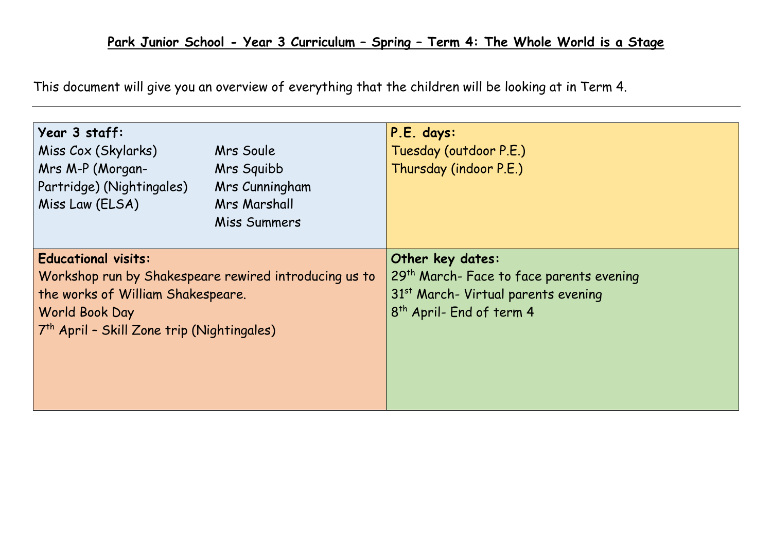# Park Junior School - Year 3 Curriculum – Spring – Term 4: The Whole World is a Stage

This document will give you an overview of everything that the children will be looking at in Term 4.

---

**Year 3 staff:**

- Miss Cox (Skylarks)
- Mrs M-P (Morgan-Partridge) (Nightingales)
- Miss Law (ELSA)
- Mrs Soule
- Mrs Squibb
- Mrs Cunningham
- Mrs Marshall
- Miss Summers

**P.E. days:**

Tuesday (outdoor P.E.)
Thursday (indoor P.E.)

**Educational visits:**

Workshop run by Shakespeare rewired introducing us to the works of William Shakespeare.
World Book Day
7th April – Skill Zone trip (Nightingales)

**Other key dates:**

29th March- Face to face parents evening
31st March- Virtual parents evening
8th April- End of term 4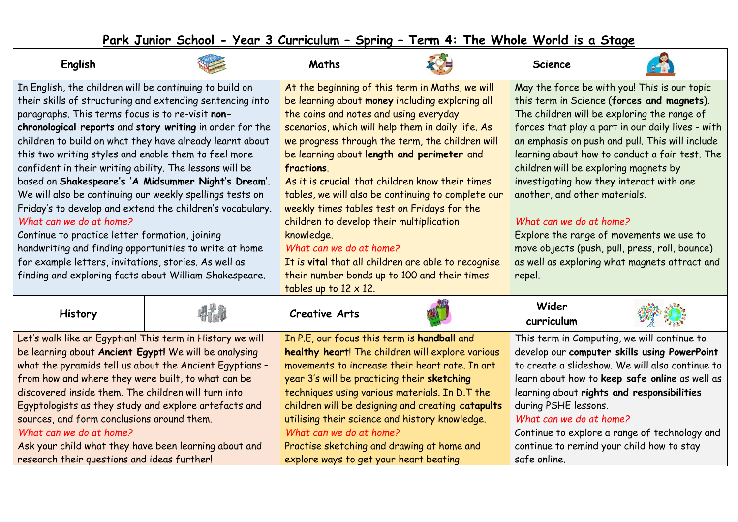# Park Junior School - Year 3 Curriculum – Spring – Term 4: The Whole World is a Stage

## English

In English, the children will be continuing to build on their skills of structuring and extending sentencing into paragraphs. This terms focus is to re-visit **non-chronological reports** and **story writing** in order for the children to build on what they have already learnt about this two writing styles and enable them to feel more confident in their writing ability. The lessons will be based on **Shakespeare's 'A Midsummer Night's Dream'**. We will also be continuing our weekly spellings tests on Friday's to develop and extend the children's vocabulary.

*What can we do at home?*

Continue to practice letter formation, joining handwriting and finding opportunities to write at home for example letters, invitations, stories. As well as finding and exploring facts about William Shakespeare.

## Maths

At the beginning of this term in Maths, we will be learning about **money** including exploring all the coins and notes and using everyday scenarios, which will help them in daily life. As we progress through the term, the children will be learning about **length and perimeter** and **fractions**.

As it is **crucial** that children know their times tables, we will also be continuing to complete our weekly times tables test on Fridays for the children to develop their multiplication knowledge.

*What can we do at home?*

It is **vital** that all children are able to recognise their number bonds up to 100 and their times tables up to 12 x 12.

## Science

May the force be with you! This is our topic this term in Science (**forces and magnets**). The children will be exploring the range of forces that play a part in our daily lives - with an emphasis on push and pull. This will include learning about how to conduct a fair test. The children will be exploring magnets by investigating how they interact with one another, and other materials.

*What can we do at home?*

Explore the range of movements we use to move objects (push, pull, press, roll, bounce) as well as exploring what magnets attract and repel.

## History

Let's walk like an Egyptian! This term in History we will be learning about **Ancient Egypt!** We will be analysing what the pyramids tell us about the Ancient Egyptians – from how and where they were built, to what can be discovered inside them. The children will turn into Egyptologists as they study and explore artefacts and sources, and form conclusions around them.

*What can we do at home?*

Ask your child what they have been learning about and research their questions and ideas further!

## Creative Arts

In P.E, our focus this term is **handball** and **healthy heart**! The children will explore various movements to increase their heart rate. In art year 3's will be practicing their **sketching** techniques using various materials. In D.T the children will be designing and creating **catapults** utilising their science and history knowledge.

*What can we do at home?*

Practise sketching and drawing at home and explore ways to get your heart beating.

## Wider curriculum

This term in Computing, we will continue to develop our **computer skills using PowerPoint** to create a slideshow. We will also continue to learn about how to **keep safe online** as well as learning about **rights and responsibilities** during PSHE lessons.

*What can we do at home?*

Continue to explore a range of technology and continue to remind your child how to stay safe online.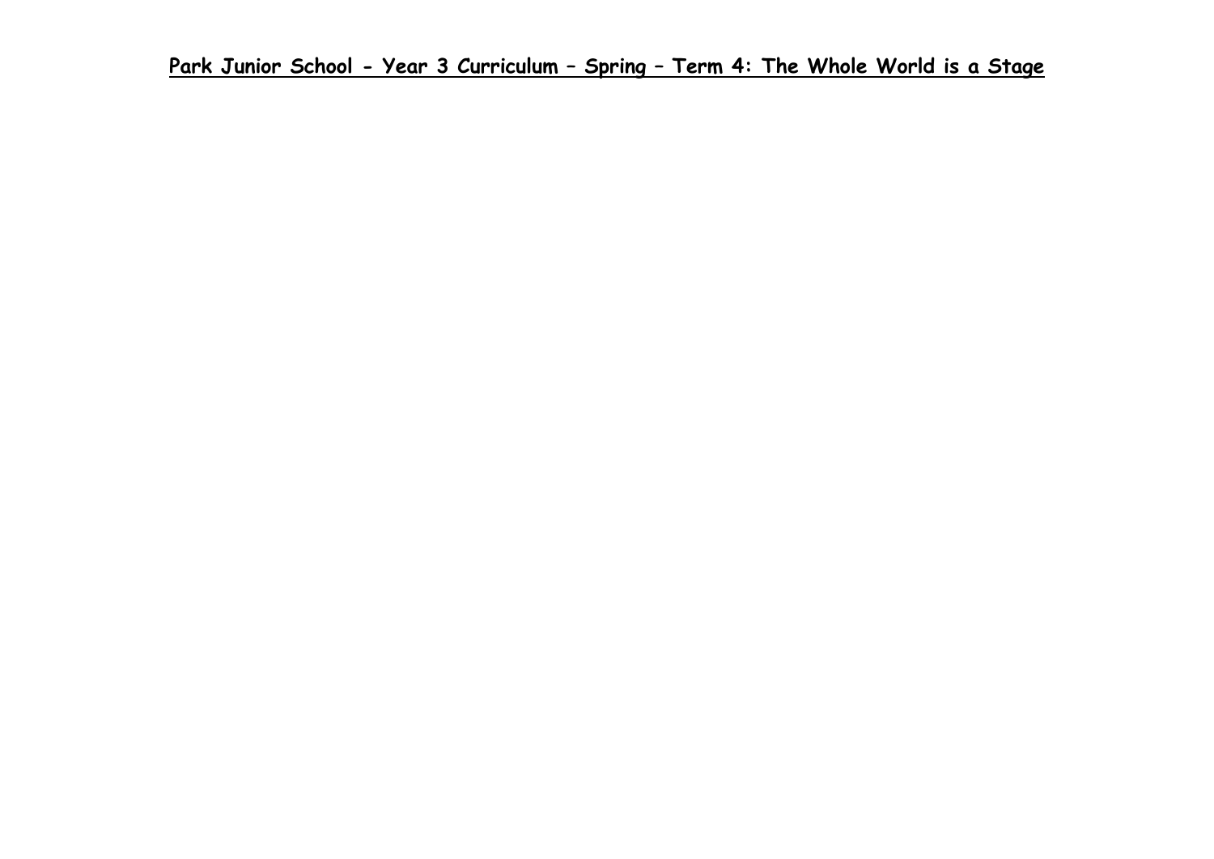# Park Junior School - Year 3 Curriculum – Spring – Term 4: The Whole World is a Stage